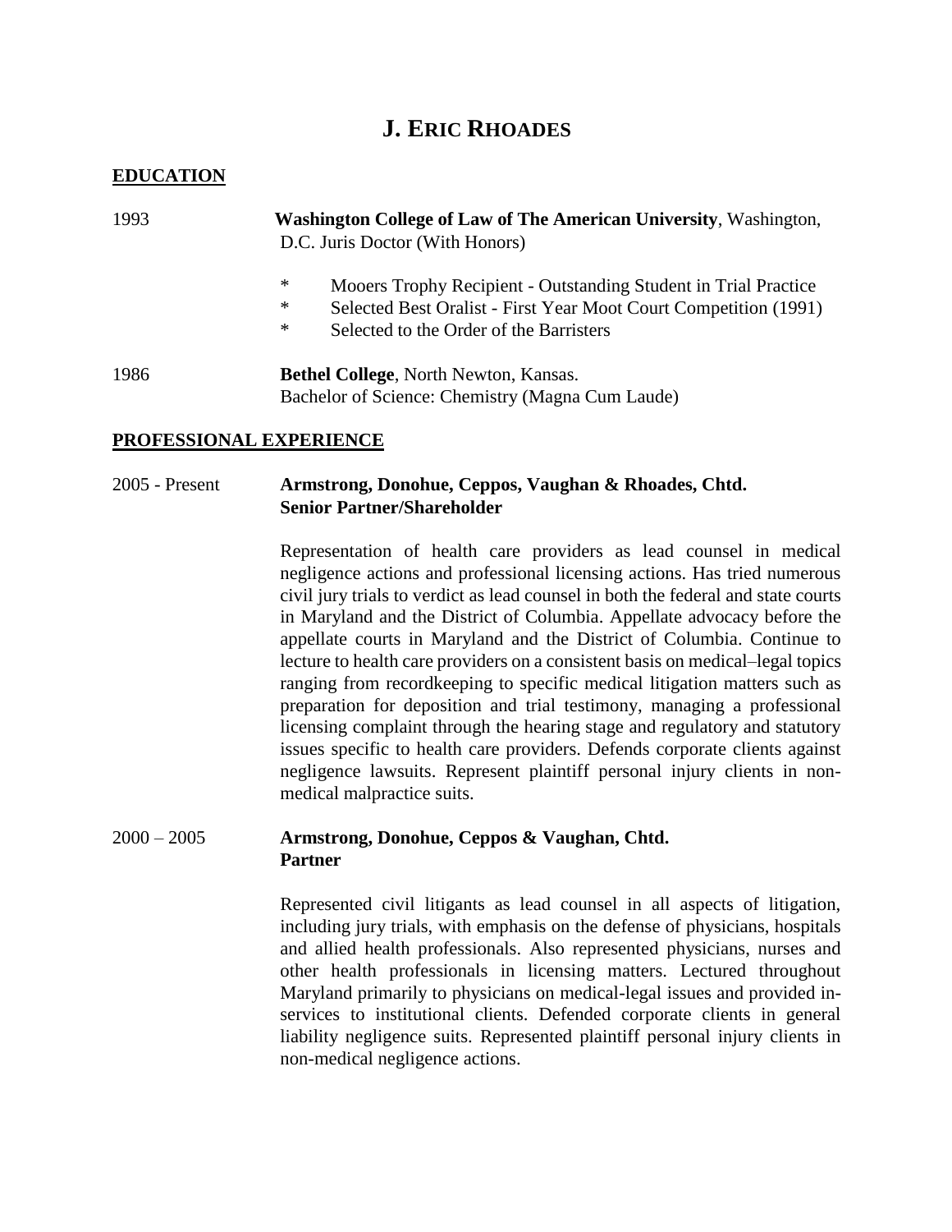# J. ERIC RHOADES

## EDUCATION

1993 **Washington College of Law of The American University**, Washington, D.C. Juris Doctor (With Honors)

- Mooers Trophy Recipient - Outstanding Student in Trial Practice
- Selected Best Oralist - First Year Moot Court Competition (1991)
- Selected to the Order of the Barristers

1986 **Bethel College**, North Newton, Kansas.
Bachelor of Science: Chemistry (Magna Cum Laude)

## PROFESSIONAL EXPERIENCE

2005 - Present **Armstrong, Donohue, Ceppos, Vaughan & Rhoades, Chtd.**
**Senior Partner/Shareholder**

Representation of health care providers as lead counsel in medical negligence actions and professional licensing actions. Has tried numerous civil jury trials to verdict as lead counsel in both the federal and state courts in Maryland and the District of Columbia. Appellate advocacy before the appellate courts in Maryland and the District of Columbia. Continue to lecture to health care providers on a consistent basis on medical–legal topics ranging from recordkeeping to specific medical litigation matters such as preparation for deposition and trial testimony, managing a professional licensing complaint through the hearing stage and regulatory and statutory issues specific to health care providers. Defends corporate clients against negligence lawsuits. Represent plaintiff personal injury clients in non-medical malpractice suits.

2000 – 2005 **Armstrong, Donohue, Ceppos & Vaughan, Chtd.**
**Partner**

Represented civil litigants as lead counsel in all aspects of litigation, including jury trials, with emphasis on the defense of physicians, hospitals and allied health professionals. Also represented physicians, nurses and other health professionals in licensing matters. Lectured throughout Maryland primarily to physicians on medical-legal issues and provided in-services to institutional clients. Defended corporate clients in general liability negligence suits. Represented plaintiff personal injury clients in non-medical negligence actions.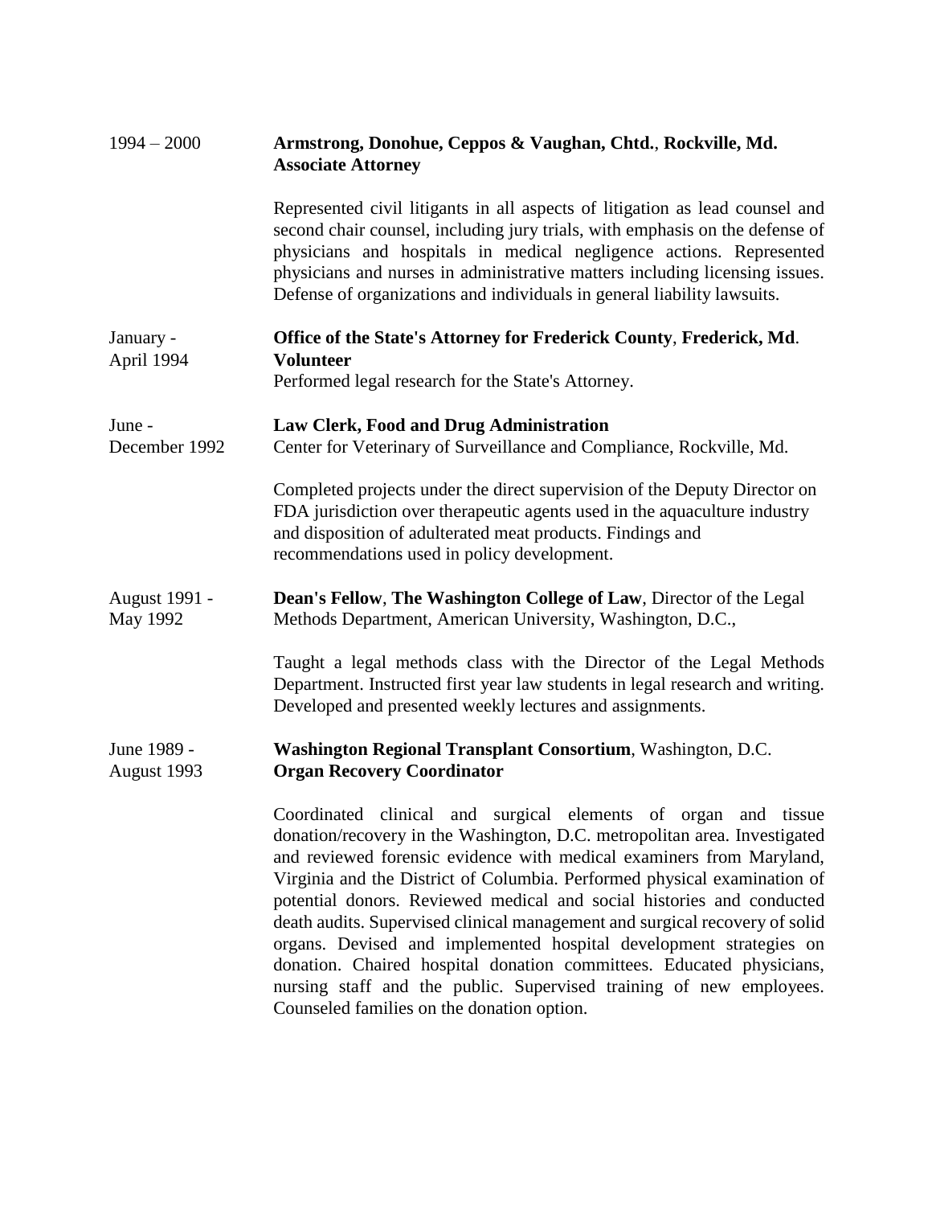1994 – 2000 **Armstrong, Donohue, Ceppos & Vaughan, Chtd.**, **Rockville, Md.**
**Associate Attorney**

Represented civil litigants in all aspects of litigation as lead counsel and second chair counsel, including jury trials, with emphasis on the defense of physicians and hospitals in medical negligence actions. Represented physicians and nurses in administrative matters including licensing issues. Defense of organizations and individuals in general liability lawsuits.

January - April 1994 **Office of the State's Attorney for Frederick County**, **Frederick, Md**.
**Volunteer**
Performed legal research for the State's Attorney.

June - December 1992 **Law Clerk, Food and Drug Administration**
Center for Veterinary of Surveillance and Compliance, Rockville, Md.

Completed projects under the direct supervision of the Deputy Director on FDA jurisdiction over therapeutic agents used in the aquaculture industry and disposition of adulterated meat products. Findings and recommendations used in policy development.

August 1991 - May 1992 **Dean's Fellow**, **The Washington College of Law**, Director of the Legal Methods Department, American University, Washington, D.C.,

Taught a legal methods class with the Director of the Legal Methods Department. Instructed first year law students in legal research and writing. Developed and presented weekly lectures and assignments.

June 1989 - August 1993 **Washington Regional Transplant Consortium**, Washington, D.C.
**Organ Recovery Coordinator**

Coordinated clinical and surgical elements of organ and tissue donation/recovery in the Washington, D.C. metropolitan area. Investigated and reviewed forensic evidence with medical examiners from Maryland, Virginia and the District of Columbia. Performed physical examination of potential donors. Reviewed medical and social histories and conducted death audits. Supervised clinical management and surgical recovery of solid organs. Devised and implemented hospital development strategies on donation. Chaired hospital donation committees. Educated physicians, nursing staff and the public. Supervised training of new employees. Counseled families on the donation option.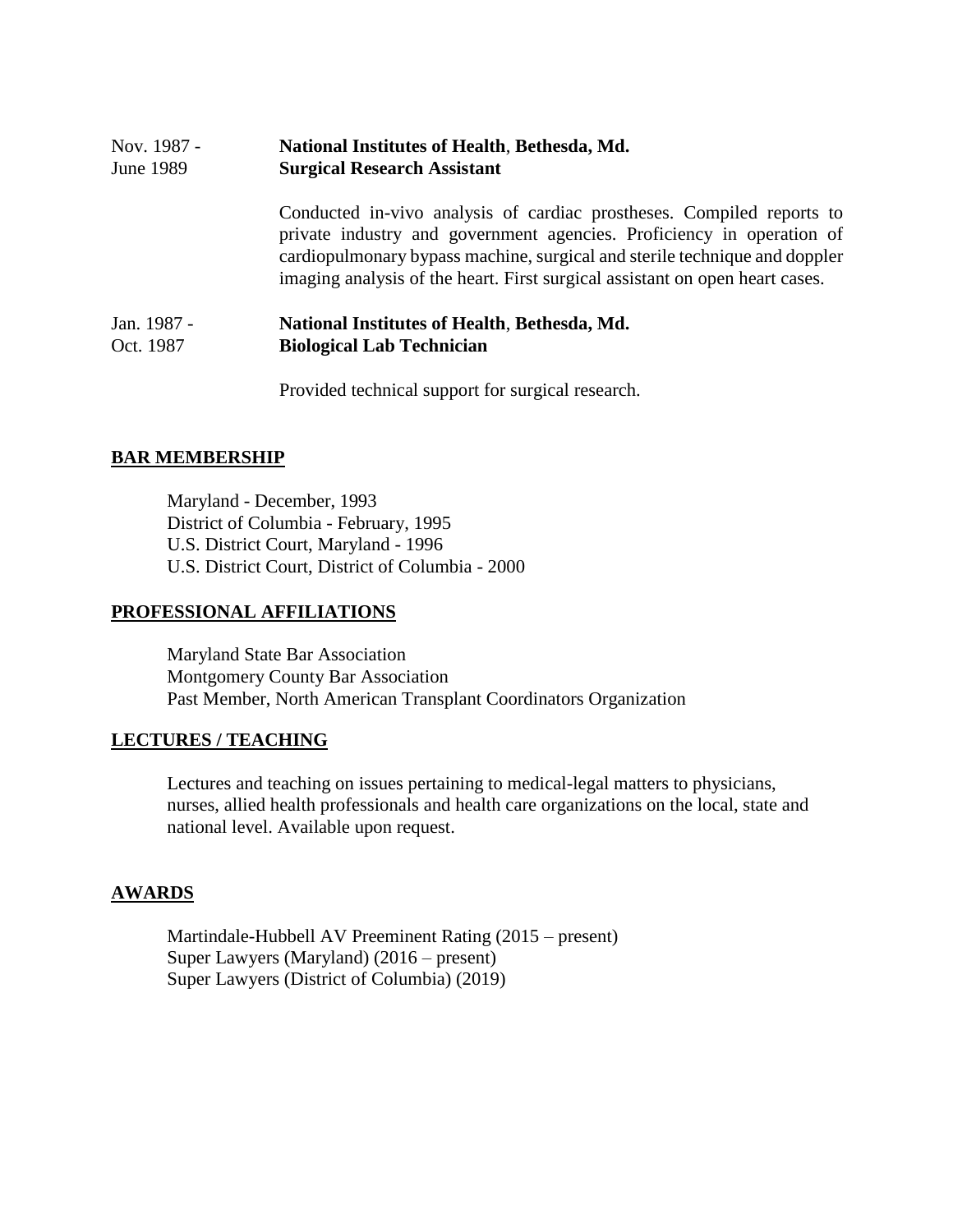Nov. 1987 - June 1989 **National Institutes of Health**, **Bethesda, Md.**
**Surgical Research Assistant**

Conducted in-vivo analysis of cardiac prostheses. Compiled reports to private industry and government agencies. Proficiency in operation of cardiopulmonary bypass machine, surgical and sterile technique and doppler imaging analysis of the heart. First surgical assistant on open heart cases.

Jan. 1987 - Oct. 1987 **National Institutes of Health**, **Bethesda, Md.**
**Biological Lab Technician**

Provided technical support for surgical research.

## BAR MEMBERSHIP

Maryland - December, 1993
District of Columbia - February, 1995
U.S. District Court, Maryland - 1996
U.S. District Court, District of Columbia - 2000

## PROFESSIONAL AFFILIATIONS

Maryland State Bar Association
Montgomery County Bar Association
Past Member, North American Transplant Coordinators Organization

## LECTURES / TEACHING

Lectures and teaching on issues pertaining to medical-legal matters to physicians, nurses, allied health professionals and health care organizations on the local, state and national level. Available upon request.

## AWARDS

Martindale-Hubbell AV Preeminent Rating (2015 – present)
Super Lawyers (Maryland) (2016 – present)
Super Lawyers (District of Columbia) (2019)